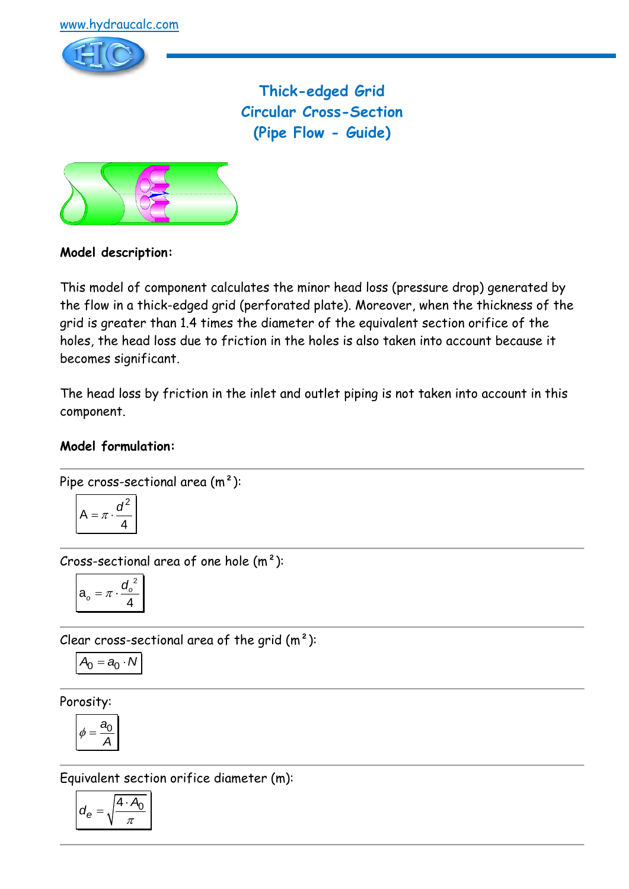www.hydraucalc.com

# Thick-edged Grid
# Circular Cross-Section
# (Pipe Flow - Guide)

**Model description:**

This model of component calculates the minor head loss (pressure drop) generated by the flow in a thick-edged grid (perforated plate). Moreover, when the thickness of the grid is greater than 1.4 times the diameter of the equivalent section orifice of the holes, the head loss due to friction in the holes is also taken into account because it becomes significant.

The head loss by friction in the inlet and outlet piping is not taken into account in this component.

**Model formulation:**

---

Pipe cross-sectional area (m²):

$$A = \pi \cdot \frac{d^2}{4}$$

---

Cross-sectional area of one hole (m²):

$$a_o = \pi \cdot \frac{d_o^2}{4}$$

---

Clear cross-sectional area of the grid (m²):

$$A_0 = a_0 \cdot N$$

---

Porosity:

$$\phi = \frac{a_0}{A}$$

---

Equivalent section orifice diameter (m):

$$d_e = \sqrt{\frac{4 \cdot A_0}{\pi}}$$

---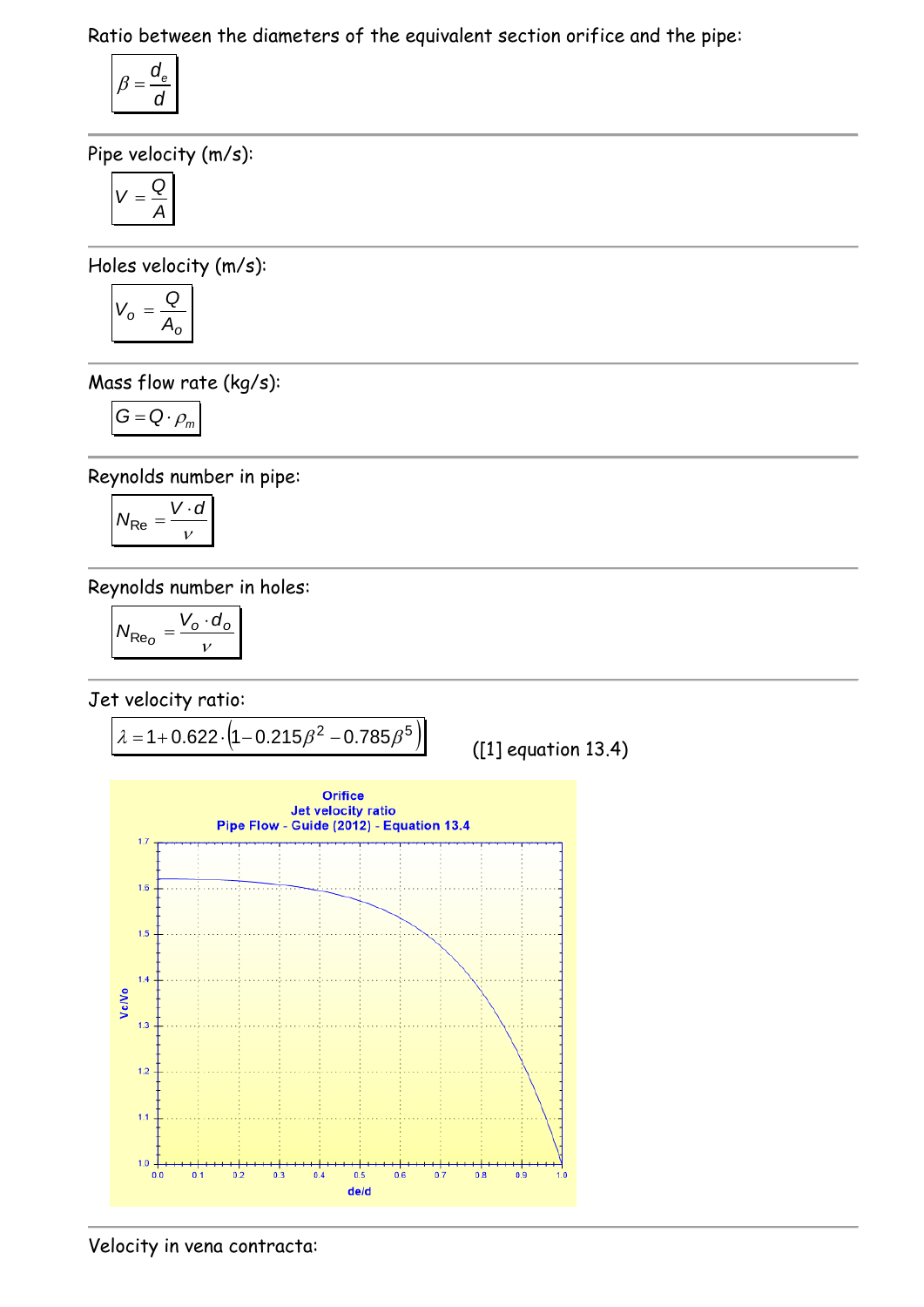Ratio between the diameters of the equivalent section orifice and the pipe:

$$\beta = \frac{d_e}{d}$$

Pipe velocity (m/s):

$$V = \frac{Q}{A}$$

Holes velocity (m/s):

$$V_o = \frac{Q}{A_o}$$

Mass flow rate (kg/s):

$$G = Q \cdot \rho_m$$

Reynolds number in pipe:

$$N_{Re} = \frac{V \cdot d}{\nu}$$

Reynolds number in holes:

$$N_{Re_o} = \frac{V_o \cdot d_o}{\nu}$$

Jet velocity ratio:

$$\lambda = 1 + 0.622 \cdot \left(1 - 0.215\beta^2 - 0.785\beta^5\right)$$

([1] equation 13.4)

Velocity in vena contracta: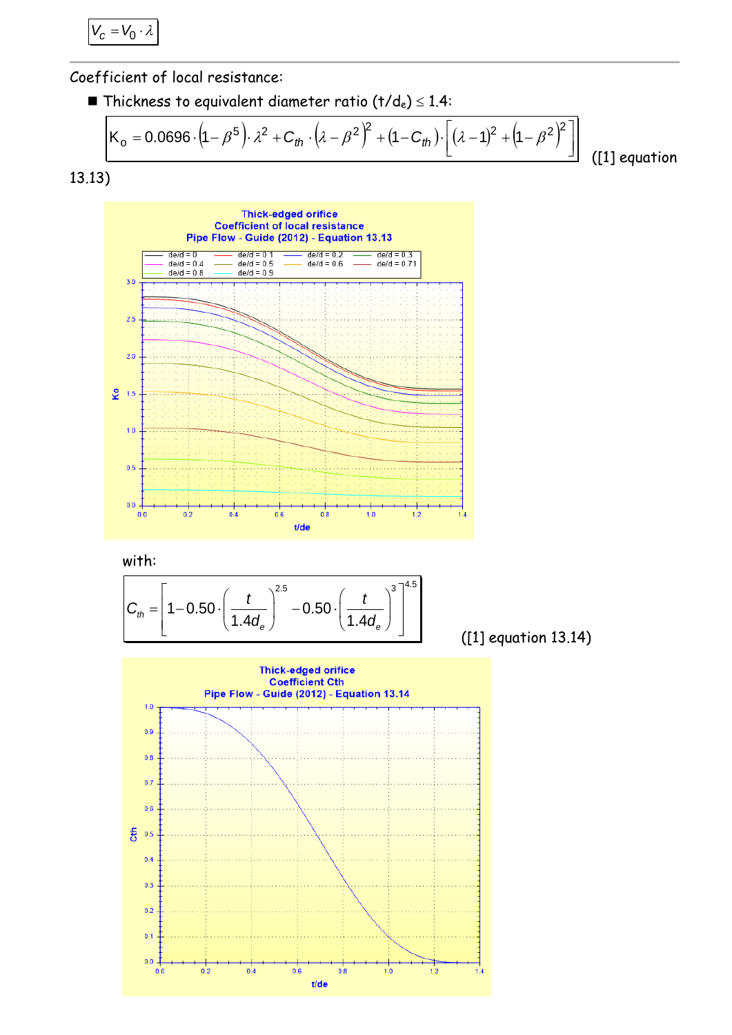$$V_c = V_0 \cdot \lambda$$

Coefficient of local resistance:

- Thickness to equivalent diameter ratio ($t/d_e$) ≤ 1.4:

$$K_o = 0.0696 \cdot \left(1 - \beta^5\right) \cdot \lambda^2 + C_{th} \cdot \left(\lambda - \beta^2\right)^2 + \left(1 - C_{th}\right) \cdot \left[\left(\lambda - 1\right)^2 + \left(1 - \beta^2\right)^2\right]$$

([1] equation 13.13)

with:

$$C_{th} = \left[1 - 0.50 \cdot \left(\frac{t}{1.4 d_e}\right)^{2.5} - 0.50 \cdot \left(\frac{t}{1.4 d_e}\right)^3\right]^{4.5}$$

([1] equation 13.14)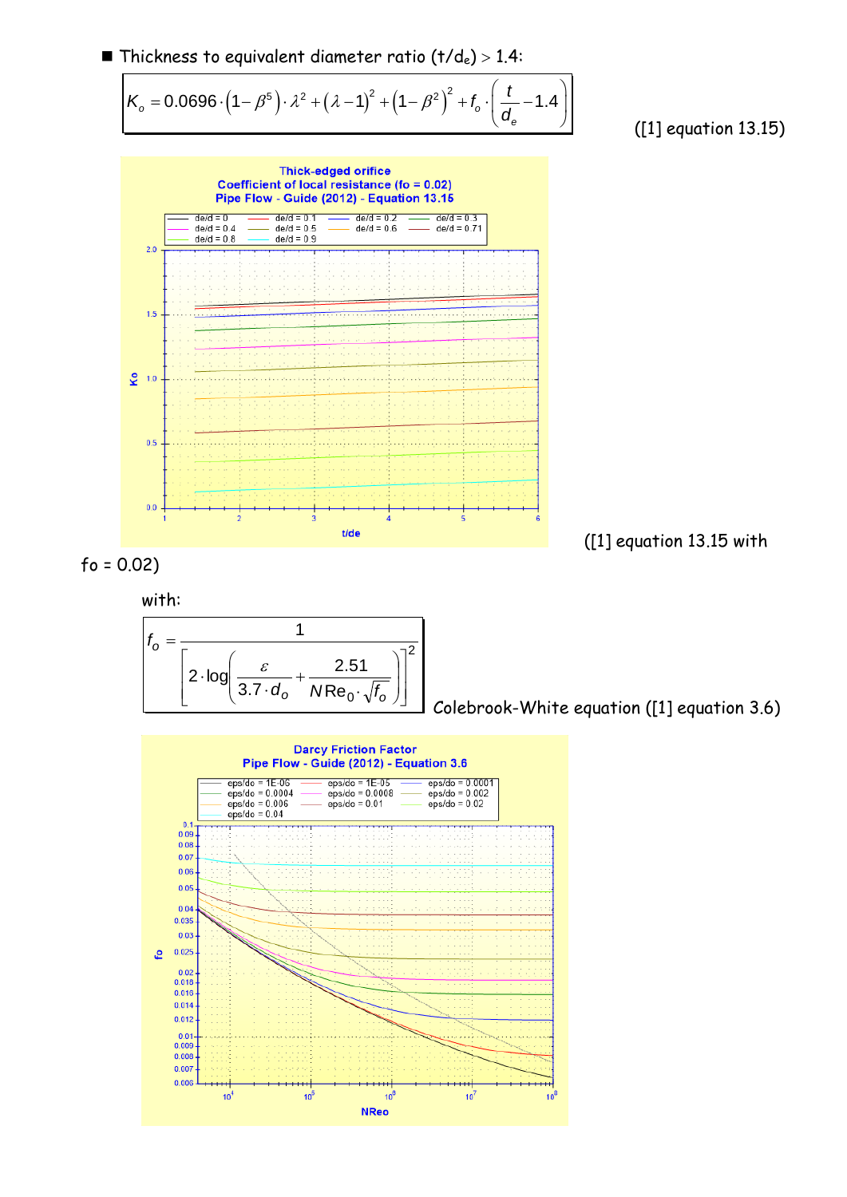- Thickness to equivalent diameter ratio ($t/d_e$) > 1.4:

$$K_o = 0.0696 \cdot \left(1-\beta^5\right) \cdot \lambda^2 + \left(\lambda - 1\right)^2 + \left(1-\beta^2\right)^2 + f_o \cdot \left(\frac{t}{d_e} - 1.4\right)$$

([1] equation 13.15)

([1] equation 13.15 with fo = 0.02)

with:

$$f_o = \frac{1}{\left[2 \cdot \log\left(\frac{\varepsilon}{3.7 \cdot d_o} + \frac{2.51}{NRe_0 \cdot \sqrt{f_o}}\right)\right]^2}$$

Colebrook-White equation ([1] equation 3.6)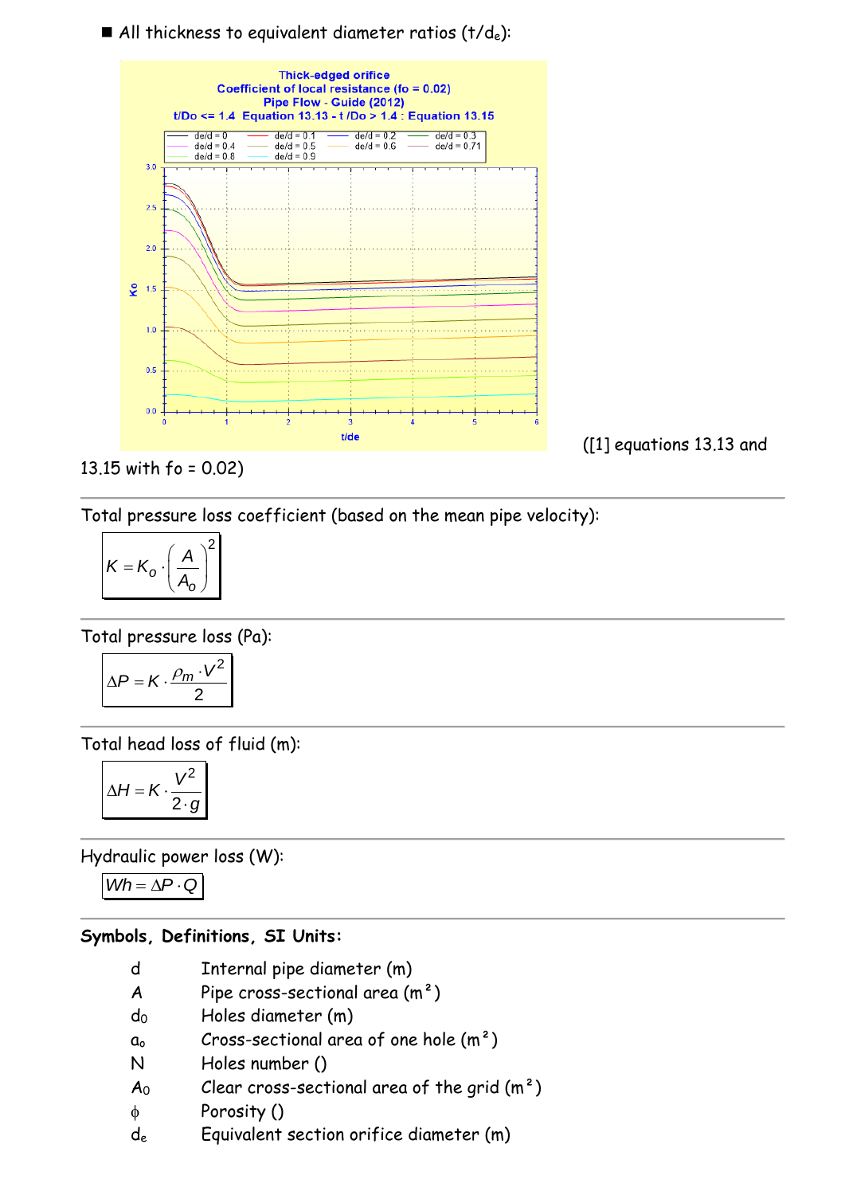■ All thickness to equivalent diameter ratios ($t/d_e$):

([1] equations 13.13 and 13.15 with fo = 0.02)

---

Total pressure loss coefficient (based on the mean pipe velocity):

$$K = K_O \cdot \left(\frac{A}{A_O}\right)^2$$

---

Total pressure loss (Pa):

$$\Delta P = K \cdot \frac{\rho_m \cdot V^2}{2}$$

---

Total head loss of fluid (m):

$$\Delta H = K \cdot \frac{V^2}{2 \cdot g}$$

---

Hydraulic power loss (W):

$$Wh = \Delta P \cdot Q$$

---

**Symbols, Definitions, SI Units:**

| | |
|---|---|
| $d$ | Internal pipe diameter (m) |
| $A$ | Pipe cross-sectional area (m²) |
| $d_0$ | Holes diameter (m) |
| $a_o$ | Cross-sectional area of one hole (m²) |
| $N$ | Holes number () |
| $A_0$ | Clear cross-sectional area of the grid (m²) |
| $\phi$ | Porosity () |
| $d_e$ | Equivalent section orifice diameter (m) |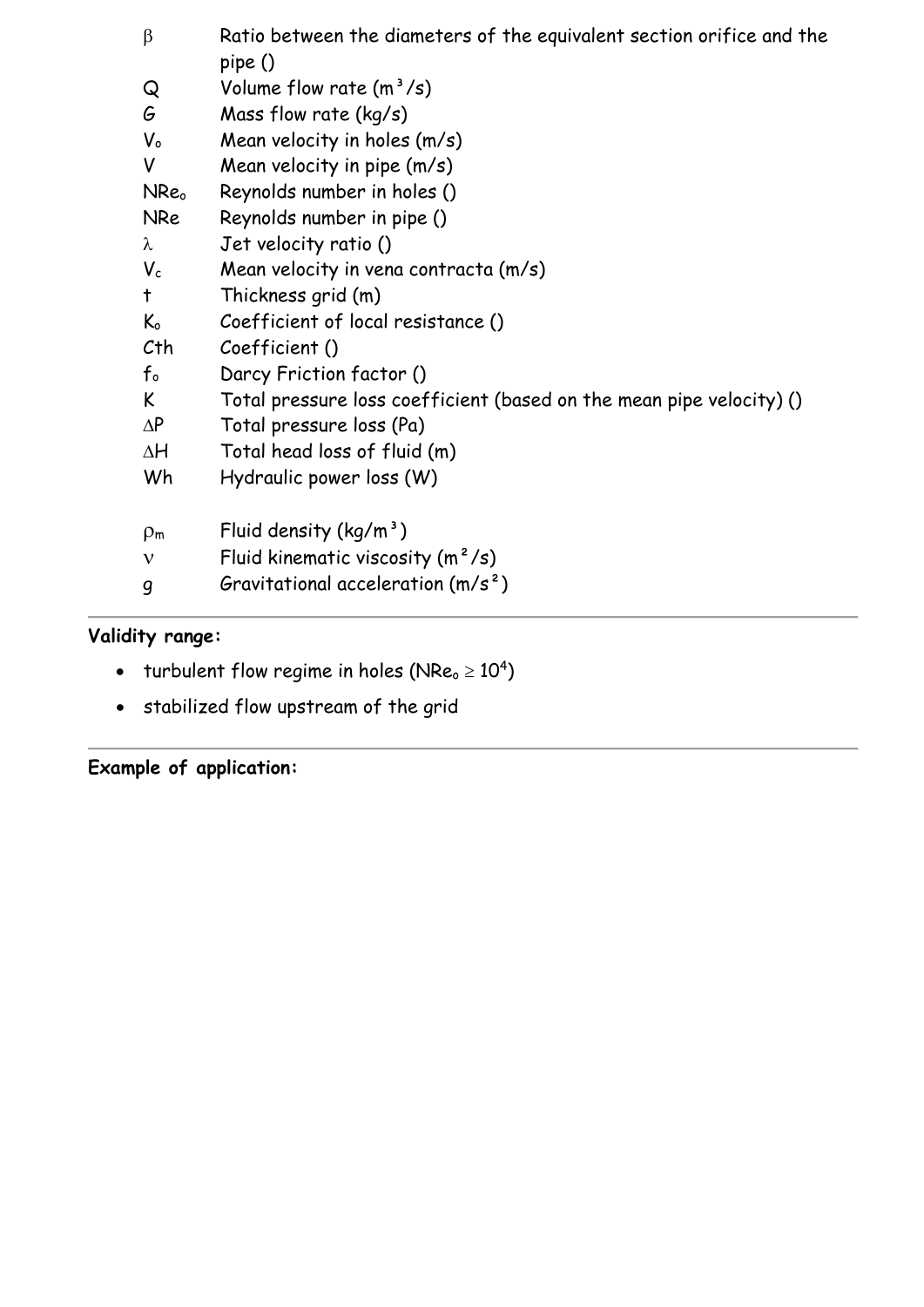| | |
|---|---|
| $\beta$ | Ratio between the diameters of the equivalent section orifice and the pipe () |
| Q | Volume flow rate (m³/s) |
| G | Mass flow rate (kg/s) |
| $V_o$ | Mean velocity in holes (m/s) |
| V | Mean velocity in pipe (m/s) |
| $NRe_o$ | Reynolds number in holes () |
| NRe | Reynolds number in pipe () |
| $\lambda$ | Jet velocity ratio () |
| $V_c$ | Mean velocity in vena contracta (m/s) |
| t | Thickness grid (m) |
| $K_o$ | Coefficient of local resistance () |
| Cth | Coefficient () |
| $f_o$ | Darcy Friction factor () |
| K | Total pressure loss coefficient (based on the mean pipe velocity) () |
| $\Delta P$ | Total pressure loss (Pa) |
| $\Delta H$ | Total head loss of fluid (m) |
| Wh | Hydraulic power loss (W) |
| | |
| $\rho_m$ | Fluid density (kg/m³) |
| $\nu$ | Fluid kinematic viscosity (m²/s) |
| g | Gravitational acceleration (m/s²) |

---

**Validity range:**

- turbulent flow regime in holes ($NRe_o \geq 10^4$)
- stabilized flow upstream of the grid

---

**Example of application:**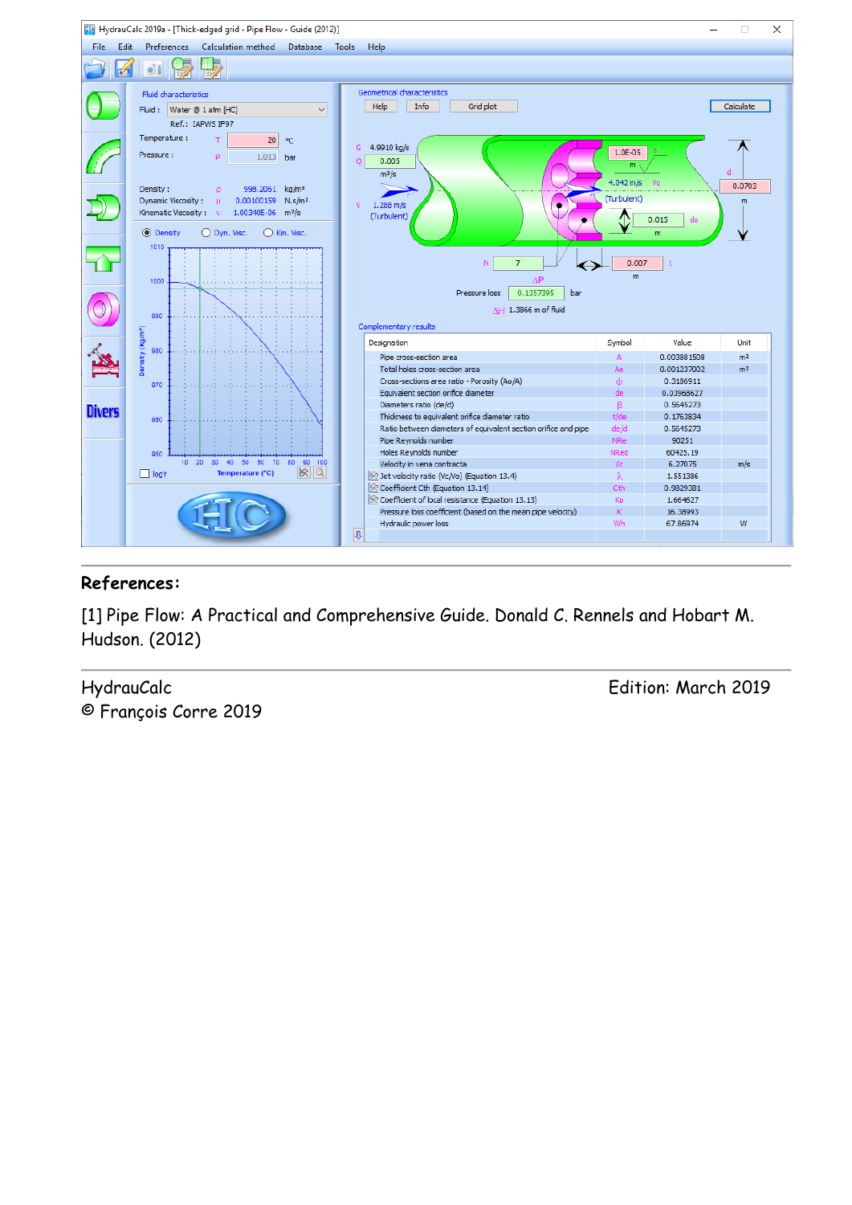HydrauCalc 2019a - [Thick-edged grid - Pipe Flow - Guide (2012)]

File Edit Preferences Calculation method Database Tools Help

Fluid characteristics

Fluid : Water @ 1 atm [HC]

Ref.: IAPWS IF97

Temperature : T 20 °C

Pressure : P 1.013 bar

Density : ρ 998.2061 kg/m³

Dynamic Viscosity : μ 0.00100159 N.s/m²

Kinematic Viscosity : ν 1.00340E-06 m²/s

Density Dyn. Visc. Kin. Visc.

1010
1000
990
980
970
960
950
Density (kg/m³)
10 20 30 40 50 60 70 80 90 100
Temperature (°C)
logY

Divers

Geometrical characteristics

Help Info Grid plot Calculate

G 4.9910 kg/s

Q 0.005 m³/s

V 1.288 m/s (Turbulent)

ε 1.0E-05 m

Vo 4.042 m/s (Turbulent)

d 0.0703 m

do 0.015 m

N 7

t 0.007 m

ΔP Pressure loss 0.1357395 bar

ΔH 1.3866 m of fluid

Complementary results

| Designation | Symbol | Value | Unit |
| --- | --- | --- | --- |
| Pipe cross-section area | A | 0.003881508 | m² |
| Total holes cross-section area | Ao | 0.001237002 | m² |
| Cross-sections area ratio - Porosity (Ao/A) | φ | 0.3186911 | |
| Equivalent section orifice diameter | de | 0.03968627 | |
| Diameters ratio (de/d) | β | 0.5645273 | |
| Thickness to equivalent orifice diameter ratio | t/de | 0.1763834 | |
| Ratio between diameters of equivalent section orifice and pipe | de/d | 0.5645273 | |
| Pipe Reynolds number | NRe | 90251 | |
| Holes Reynolds number | NReo | 60425.19 | |
| Velocity in vena contracta | Vc | 6.27075 | m/s |
| Jet velocity ratio (Vc/Vo) (Equation 13.4) | λ | 1.551386 | |
| Coefficient Cth (Equation 13.14) | Cth | 0.9829381 | |
| Coefficient of local resistance (Equation 13.13) | Ko | 1.664627 | |
| Pressure loss coefficient (based on the mean pipe velocity) | K | 16.38993 | |
| Hydraulic power loss | Wh | 67.86974 | W |

## References:

[1] Pipe Flow: A Practical and Comprehensive Guide. Donald C. Rennels and Hobart M. Hudson. (2012)

HydrauCalc
© François Corre 2019

Edition: March 2019